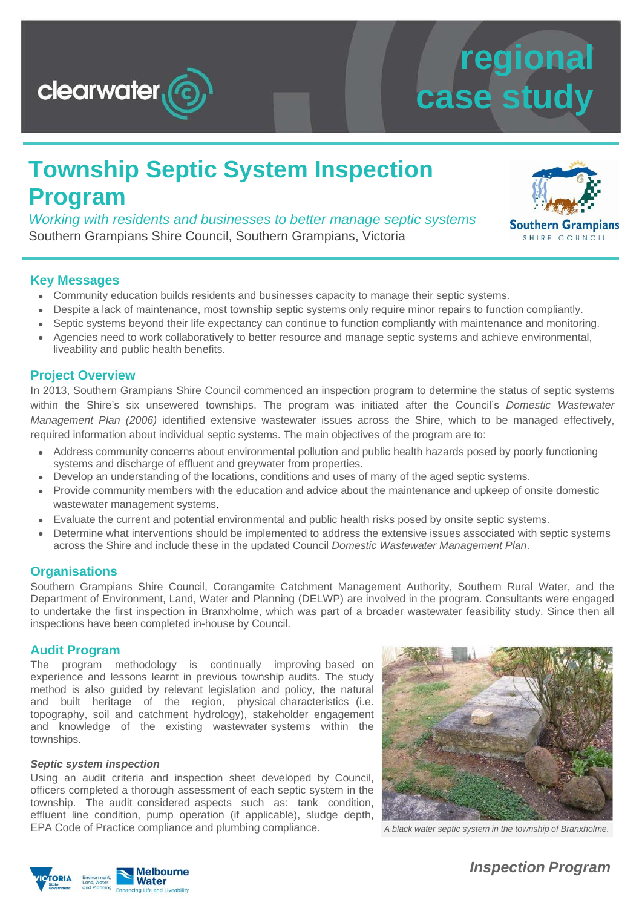clearwater

# regional case study

# Township Septic System Inspection Program

*Working with residents and businesses to better manage septic systems*

Southern Grampians Shire Council, Southern Grampians, Victoria

## Key Messages

- Community education builds residents and businesses capacity to manage their septic systems.
- Despite a lack of maintenance, most township septic systems only require minor repairs to function compliantly.
- Septic systems beyond their life expectancy can continue to function compliantly with maintenance and monitoring.
- Agencies need to work collaboratively to better resource and manage septic systems and achieve environmental, liveability and public health benefits.

## Project Overview

In 2013, Southern Grampians Shire Council commenced an inspection program to determine the status of septic systems within the Shire's six unsewered townships. The program was initiated after the Council's *Domestic Wastewater Management Plan (2006)* identified extensive wastewater issues across the Shire, which to be managed effectively, required information about individual septic systems. The main objectives of the program are to:

- Address community concerns about environmental pollution and public health hazards posed by poorly functioning systems and discharge of effluent and greywater from properties.
- Develop an understanding of the locations, conditions and uses of many of the aged septic systems.
- Provide community members with the education and advice about the maintenance and upkeep of onsite domestic wastewater management systems.
- Evaluate the current and potential environmental and public health risks posed by onsite septic systems.
- Determine what interventions should be implemented to address the extensive issues associated with septic systems across the Shire and include these in the updated Council *Domestic Wastewater Management Plan*.

## Organisations

Southern Grampians Shire Council, Corangamite Catchment Management Authority, Southern Rural Water, and the Department of Environment, Land, Water and Planning (DELWP) are involved in the program. Consultants were engaged to undertake the first inspection in Branxholme, which was part of a broader wastewater feasibility study. Since then all inspections have been completed in-house by Council.

## Audit Program

The program methodology is continually improving based on experience and lessons learnt in previous township audits. The study method is also guided by relevant legislation and policy, the natural and built heritage of the region, physical characteristics (i.e. topography, soil and catchment hydrology), stakeholder engagement and knowledge of the existing wastewater systems within the townships.

### *Septic system inspection*

Using an audit criteria and inspection sheet developed by Council, officers completed a thorough assessment of each septic system in the township. The audit considered aspects such as: tank condition, effluent line condition, pump operation (if applicable), sludge depth, EPA Code of Practice compliance and plumbing compliance.

*A black water septic system in the township of Branxholme.*

***Inspection Program***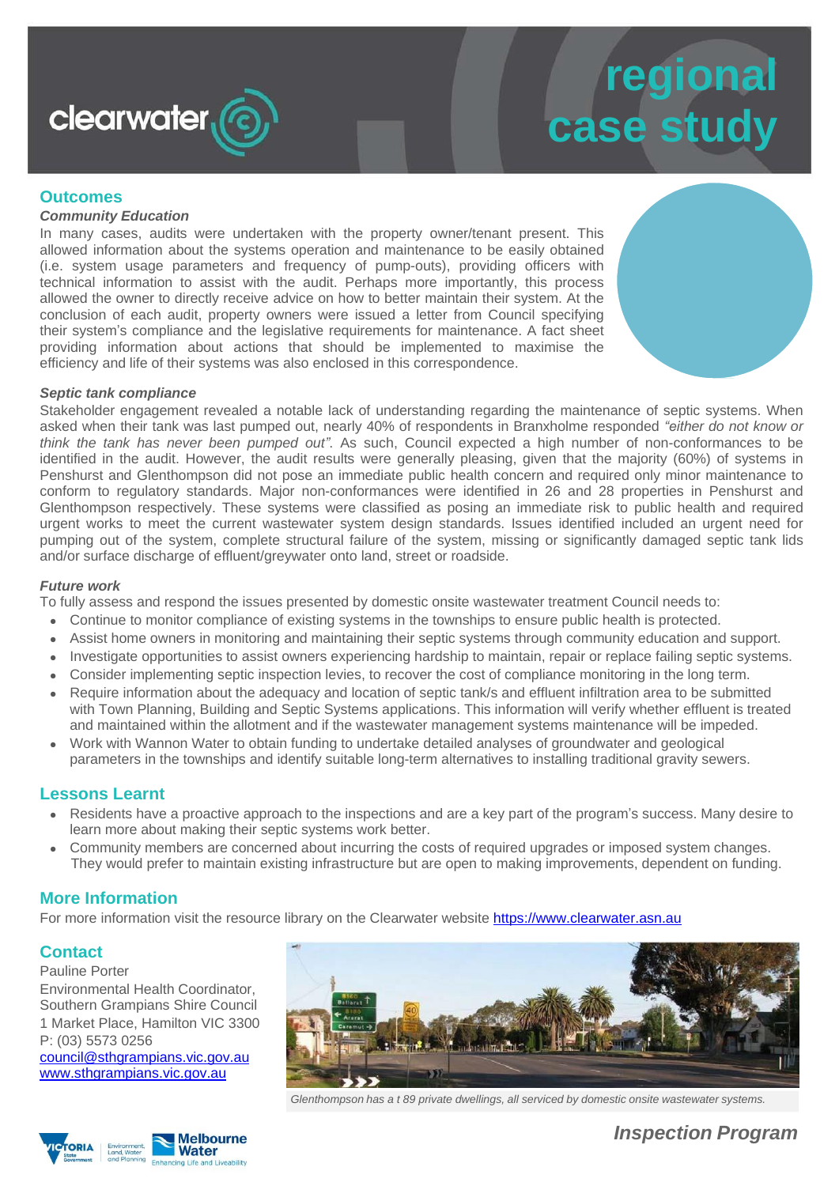# regional case study

## Outcomes

### *Community Education*

In many cases, audits were undertaken with the property owner/tenant present. This allowed information about the systems operation and maintenance to be easily obtained (i.e. system usage parameters and frequency of pump-outs), providing officers with technical information to assist with the audit. Perhaps more importantly, this process allowed the owner to directly receive advice on how to better maintain their system. At the conclusion of each audit, property owners were issued a letter from Council specifying their system's compliance and the legislative requirements for maintenance. A fact sheet providing information about actions that should be implemented to maximise the efficiency and life of their systems was also enclosed in this correspondence.

### *Septic tank compliance*

Stakeholder engagement revealed a notable lack of understanding regarding the maintenance of septic systems. When asked when their tank was last pumped out, nearly 40% of respondents in Branxholme responded *"either do not know or think the tank has never been pumped out"*. As such, Council expected a high number of non-conformances to be identified in the audit. However, the audit results were generally pleasing, given that the majority (60%) of systems in Penshurst and Glenthompson did not pose an immediate public health concern and required only minor maintenance to conform to regulatory standards. Major non-conformances were identified in 26 and 28 properties in Penshurst and Glenthompson respectively. These systems were classified as posing an immediate risk to public health and required urgent works to meet the current wastewater system design standards. Issues identified included an urgent need for pumping out of the system, complete structural failure of the system, missing or significantly damaged septic tank lids and/or surface discharge of effluent/greywater onto land, street or roadside.

### *Future work*

To fully assess and respond the issues presented by domestic onsite wastewater treatment Council needs to:

- Continue to monitor compliance of existing systems in the townships to ensure public health is protected.
- Assist home owners in monitoring and maintaining their septic systems through community education and support.
- Investigate opportunities to assist owners experiencing hardship to maintain, repair or replace failing septic systems.
- Consider implementing septic inspection levies, to recover the cost of compliance monitoring in the long term.
- Require information about the adequacy and location of septic tank/s and effluent infiltration area to be submitted with Town Planning, Building and Septic Systems applications. This information will verify whether effluent is treated and maintained within the allotment and if the wastewater management systems maintenance will be impeded.
- Work with Wannon Water to obtain funding to undertake detailed analyses of groundwater and geological parameters in the townships and identify suitable long-term alternatives to installing traditional gravity sewers.

## Lessons Learnt

- Residents have a proactive approach to the inspections and are a key part of the program's success. Many desire to learn more about making their septic systems work better.
- Community members are concerned about incurring the costs of required upgrades or imposed system changes. They would prefer to maintain existing infrastructure but are open to making improvements, dependent on funding.

## More Information

For more information visit the resource library on the Clearwater website https://www.clearwater.asn.au

## Contact

Pauline Porter
Environmental Health Coordinator,
Southern Grampians Shire Council
1 Market Place, Hamilton VIC 3300
P: (03) 5573 0256
council@sthgrampians.vic.gov.au
www.sthgrampians.vic.gov.au

*Glenthompson has a t 89 private dwellings, all serviced by domestic onsite wastewater systems.*

*Inspection Program*